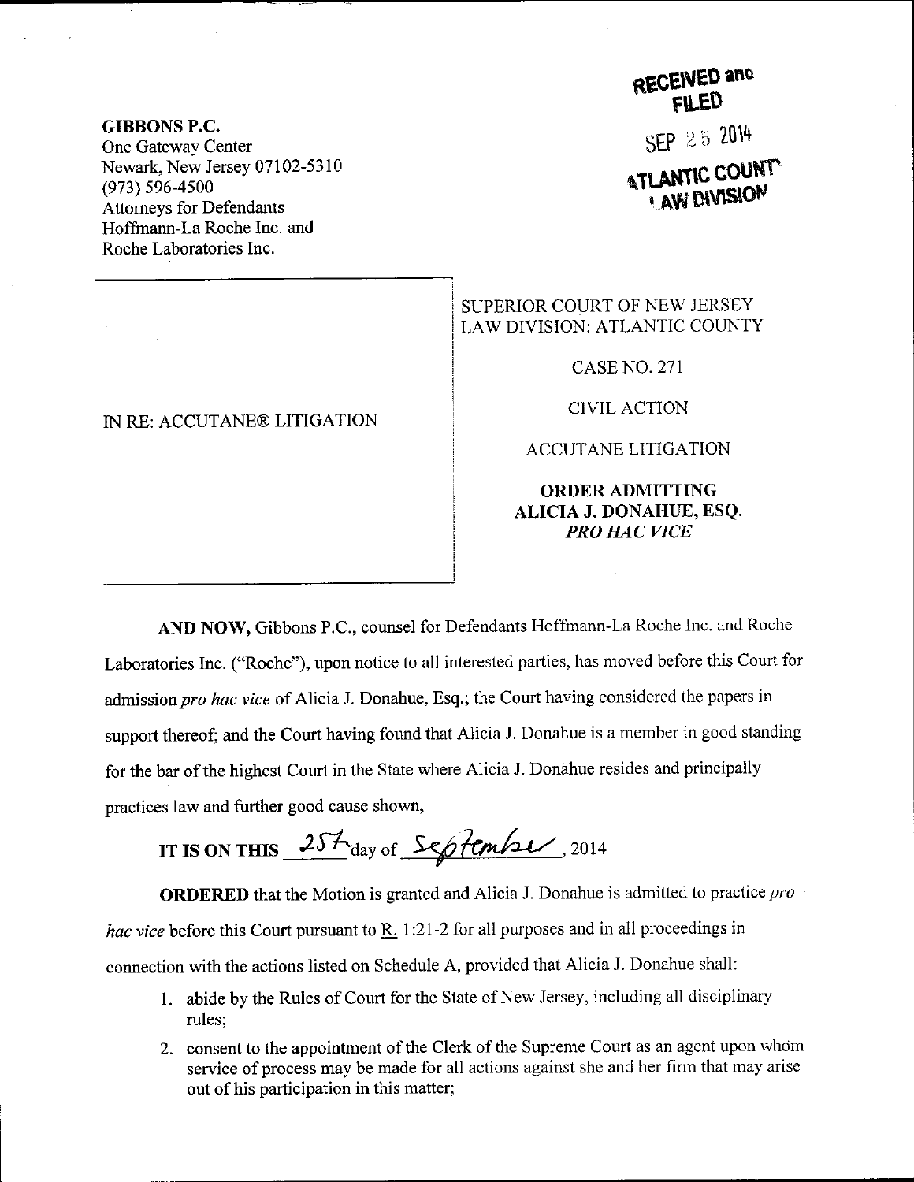**GIBBONS P.C.**
One Gateway Center
Newark, New Jersey 07102-5310
(973) 596-4500
Attorneys for Defendants
Hoffmann-La Roche Inc. and
Roche Laboratories Inc.

RECEIVED and FILED
SEP 25 2014
ATLANTIC COUNTY LAW DIVISION

IN RE: ACCUTANE® LITIGATION

SUPERIOR COURT OF NEW JERSEY
LAW DIVISION: ATLANTIC COUNTY

CASE NO. 271

CIVIL ACTION

ACCUTANE LITIGATION

**ORDER ADMITTING ALICIA J. DONAHUE, ESQ. *PRO HAC VICE***

**AND NOW,** Gibbons P.C., counsel for Defendants Hoffmann-La Roche Inc. and Roche Laboratories Inc. ("Roche"), upon notice to all interested parties, has moved before this Court for admission *pro hac vice* of Alicia J. Donahue, Esq.; the Court having considered the papers in support thereof; and the Court having found that Alicia J. Donahue is a member in good standing for the bar of the highest Court in the State where Alicia J. Donahue resides and principally practices law and further good cause shown,

**IT IS ON THIS** 25th day of September, 2014

**ORDERED** that the Motion is granted and Alicia J. Donahue is admitted to practice *pro hac vice* before this Court pursuant to R. 1:21-2 for all purposes and in all proceedings in connection with the actions listed on Schedule A, provided that Alicia J. Donahue shall:

1. abide by the Rules of Court for the State of New Jersey, including all disciplinary rules;
2. consent to the appointment of the Clerk of the Supreme Court as an agent upon whom service of process may be made for all actions against she and her firm that may arise out of his participation in this matter;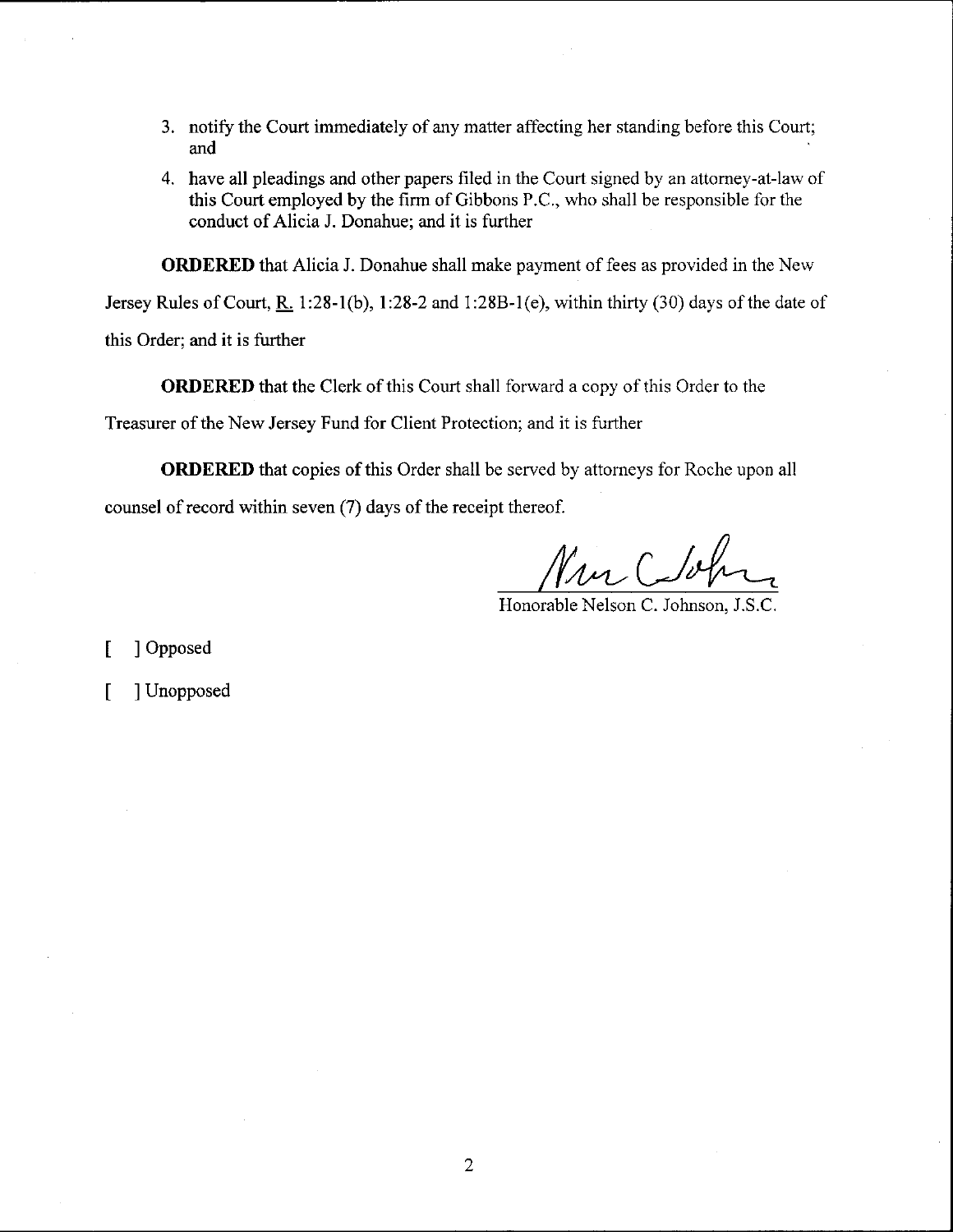3. notify the Court immediately of any matter affecting her standing before this Court; and

4. have all pleadings and other papers filed in the Court signed by an attorney-at-law of this Court employed by the firm of Gibbons P.C., who shall be responsible for the conduct of Alicia J. Donahue; and it is further

**ORDERED** that Alicia J. Donahue shall make payment of fees as provided in the New Jersey Rules of Court, R. 1:28-1(b), 1:28-2 and 1:28B-1(e), within thirty (30) days of the date of this Order; and it is further

**ORDERED** that the Clerk of this Court shall forward a copy of this Order to the Treasurer of the New Jersey Fund for Client Protection; and it is further

**ORDERED** that copies of this Order shall be served by attorneys for Roche upon all counsel of record within seven (7) days of the receipt thereof.

Honorable Nelson C. Johnson, J.S.C.

[ ] Opposed

[ ] Unopposed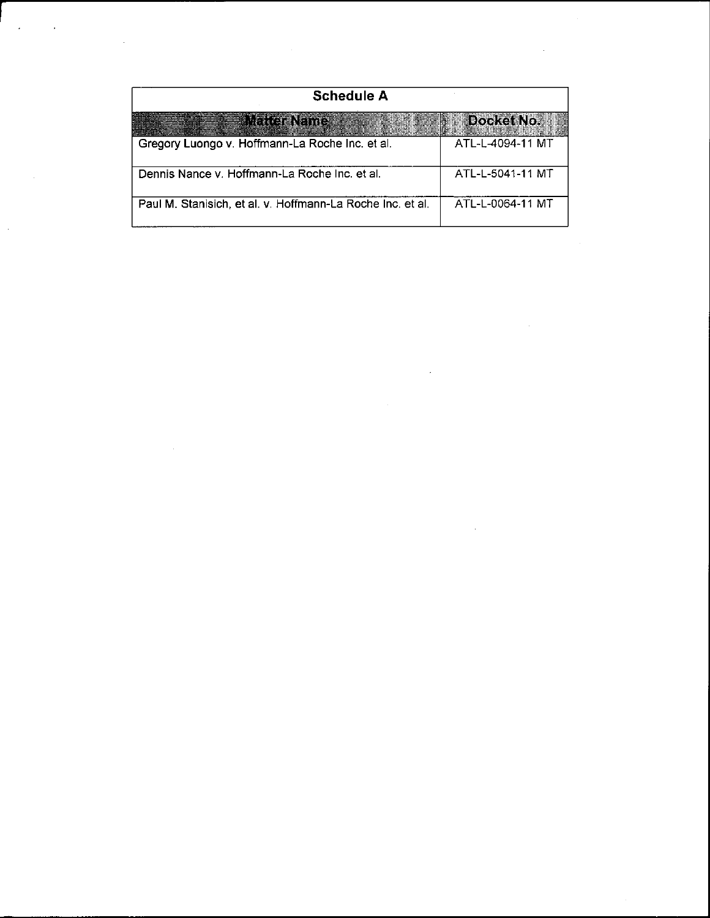| Schedule A | |
|---|---|
| **Matter Name** | **Docket No.** |
| Gregory Luongo v. Hoffmann-La Roche Inc. et al. | ATL-L-4094-11 MT |
| Dennis Nance v. Hoffmann-La Roche Inc. et al. | ATL-L-5041-11 MT |
| Paul M. Stanisich, et al. v. Hoffmann-La Roche Inc. et al. | ATL-L-0064-11 MT |